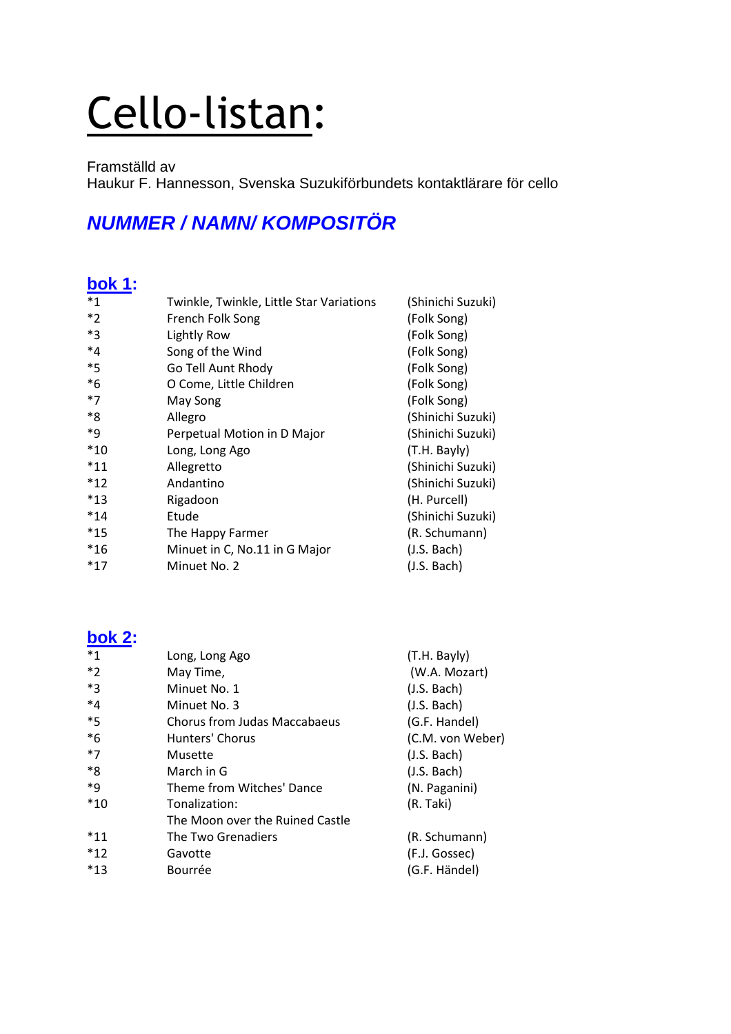// Cello-listan:

Framställd av
Haukur F. Hannesson, Svenska Suzukiförbundets kontaktlärare för cello

## *NUMMER / NAMN/ KOMPOSITÖR*

### bok 1:

| | | |
|---|---|---|
| *1 | Twinkle, Twinkle, Little Star Variations | (Shinichi Suzuki) |
| *2 | French Folk Song | (Folk Song) |
| *3 | Lightly Row | (Folk Song) |
| *4 | Song of the Wind | (Folk Song) |
| *5 | Go Tell Aunt Rhody | (Folk Song) |
| *6 | O Come, Little Children | (Folk Song) |
| *7 | May Song | (Folk Song) |
| *8 | Allegro | (Shinichi Suzuki) |
| *9 | Perpetual Motion in D Major | (Shinichi Suzuki) |
| *10 | Long, Long Ago | (T.H. Bayly) |
| *11 | Allegretto | (Shinichi Suzuki) |
| *12 | Andantino | (Shinichi Suzuki) |
| *13 | Rigadoon | (H. Purcell) |
| *14 | Etude | (Shinichi Suzuki) |
| *15 | The Happy Farmer | (R. Schumann) |
| *16 | Minuet in C, No.11 in G Major | (J.S. Bach) |
| *17 | Minuet No. 2 | (J.S. Bach) |

### bok 2:

| | | |
|---|---|---|
| *1 | Long, Long Ago | (T.H. Bayly) |
| *2 | May Time, | (W.A. Mozart) |
| *3 | Minuet No. 1 | (J.S. Bach) |
| *4 | Minuet No. 3 | (J.S. Bach) |
| *5 | Chorus from Judas Maccabaeus | (G.F. Handel) |
| *6 | Hunters' Chorus | (C.M. von Weber) |
| *7 | Musette | (J.S. Bach) |
| *8 | March in G | (J.S. Bach) |
| *9 | Theme from Witches' Dance | (N. Paganini) |
| *10 | Tonalization: The Moon over the Ruined Castle | (R. Taki) |
| *11 | The Two Grenadiers | (R. Schumann) |
| *12 | Gavotte | (F.J. Gossec) |
| *13 | Bourrée | (G.F. Händel) |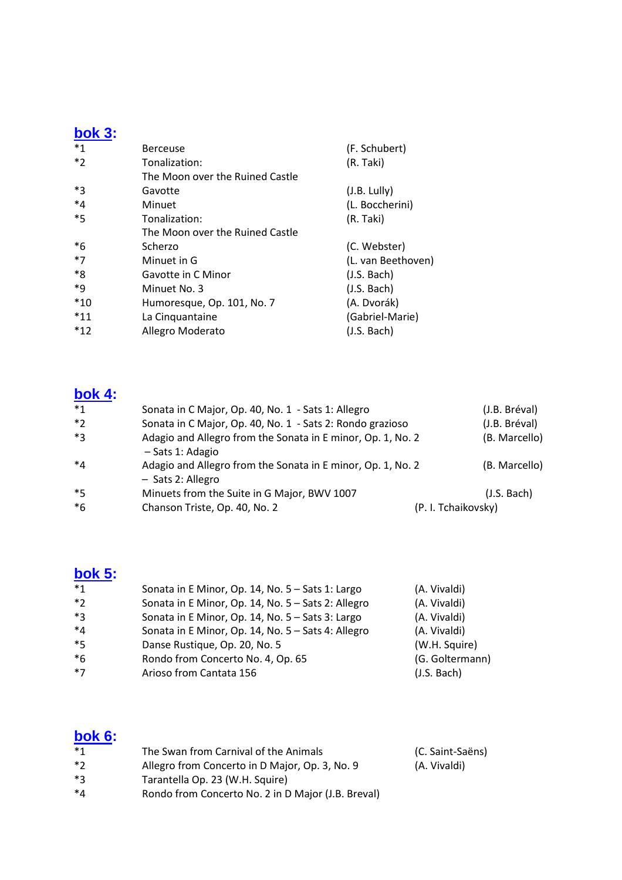## bok 3:

| | | |
|---|---|---|
| *1 | Berceuse | (F. Schubert) |
| *2 | Tonalization: The Moon over the Ruined Castle | (R. Taki) |
| *3 | Gavotte | (J.B. Lully) |
| *4 | Minuet | (L. Boccherini) |
| *5 | Tonalization: The Moon over the Ruined Castle | (R. Taki) |
| *6 | Scherzo | (C. Webster) |
| *7 | Minuet in G | (L. van Beethoven) |
| *8 | Gavotte in C Minor | (J.S. Bach) |
| *9 | Minuet No. 3 | (J.S. Bach) |
| *10 | Humoresque, Op. 101, No. 7 | (A. Dvorák) |
| *11 | La Cinquantaine | (Gabriel-Marie) |
| *12 | Allegro Moderato | (J.S. Bach) |

## bok 4:

| | | |
|---|---|---|
| *1 | Sonata in C Major, Op. 40, No. 1 - Sats 1: Allegro | (J.B. Bréval) |
| *2 | Sonata in C Major, Op. 40, No. 1 - Sats 2: Rondo grazioso | (J.B. Bréval) |
| *3 | Adagio and Allegro from the Sonata in E minor, Op. 1, No. 2 – Sats 1: Adagio | (B. Marcello) |
| *4 | Adagio and Allegro from the Sonata in E minor, Op. 1, No. 2 – Sats 2: Allegro | (B. Marcello) |
| *5 | Minuets from the Suite in G Major, BWV 1007 | (J.S. Bach) |
| *6 | Chanson Triste, Op. 40, No. 2 | (P. I. Tchaikovsky) |

## bok 5:

| | | |
|---|---|---|
| *1 | Sonata in E Minor, Op. 14, No. 5 – Sats 1: Largo | (A. Vivaldi) |
| *2 | Sonata in E Minor, Op. 14, No. 5 – Sats 2: Allegro | (A. Vivaldi) |
| *3 | Sonata in E Minor, Op. 14, No. 5 – Sats 3: Largo | (A. Vivaldi) |
| *4 | Sonata in E Minor, Op. 14, No. 5 – Sats 4: Allegro | (A. Vivaldi) |
| *5 | Danse Rustique, Op. 20, No. 5 | (W.H. Squire) |
| *6 | Rondo from Concerto No. 4, Op. 65 | (G. Goltermann) |
| *7 | Arioso from Cantata 156 | (J.S. Bach) |

## bok 6:

| | | |
|---|---|---|
| *1 | The Swan from Carnival of the Animals | (C. Saint-Saëns) |
| *2 | Allegro from Concerto in D Major, Op. 3, No. 9 | (A. Vivaldi) |
| *3 | Tarantella Op. 23 (W.H. Squire) | |
| *4 | Rondo from Concerto No. 2 in D Major (J.B. Breval) | |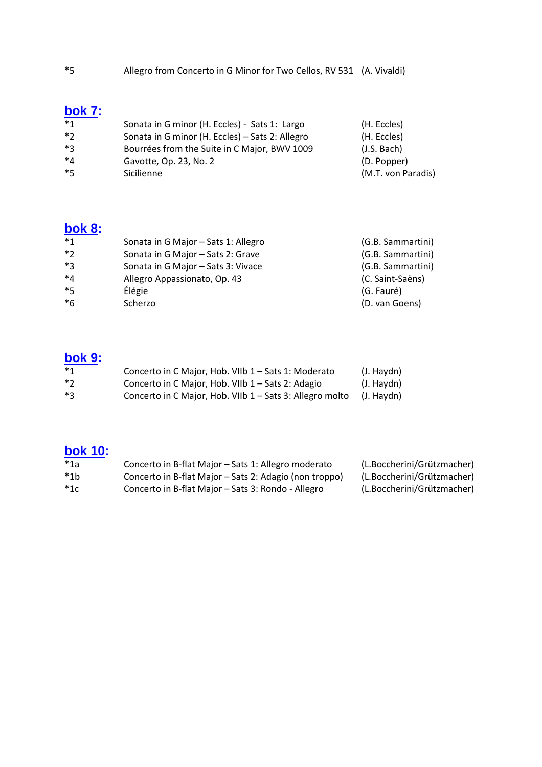| | | |
|---|---|---|
| *5 | Allegro from Concerto in G Minor for Two Cellos, RV 531 | (A. Vivaldi) |

## bok 7:

| | | |
|---|---|---|
| *1 | Sonata in G minor (H. Eccles) - Sats 1: Largo | (H. Eccles) |
| *2 | Sonata in G minor (H. Eccles) – Sats 2: Allegro | (H. Eccles) |
| *3 | Bourrées from the Suite in C Major, BWV 1009 | (J.S. Bach) |
| *4 | Gavotte, Op. 23, No. 2 | (D. Popper) |
| *5 | Sicilienne | (M.T. von Paradis) |

## bok 8:

| | | |
|---|---|---|
| *1 | Sonata in G Major – Sats 1: Allegro | (G.B. Sammartini) |
| *2 | Sonata in G Major – Sats 2: Grave | (G.B. Sammartini) |
| *3 | Sonata in G Major – Sats 3: Vivace | (G.B. Sammartini) |
| *4 | Allegro Appassionato, Op. 43 | (C. Saint-Saëns) |
| *5 | Élégie | (G. Fauré) |
| *6 | Scherzo | (D. van Goens) |

## bok 9:

| | | |
|---|---|---|
| *1 | Concerto in C Major, Hob. VIIb 1 – Sats 1: Moderato | (J. Haydn) |
| *2 | Concerto in C Major, Hob. VIIb 1 – Sats 2: Adagio | (J. Haydn) |
| *3 | Concerto in C Major, Hob. VIIb 1 – Sats 3: Allegro molto | (J. Haydn) |

## bok 10:

| | | |
|---|---|---|
| *1a | Concerto in B-flat Major – Sats 1: Allegro moderato | (L.Boccherini/Grützmacher) |
| *1b | Concerto in B-flat Major – Sats 2: Adagio (non troppo) | (L.Boccherini/Grützmacher) |
| *1c | Concerto in B-flat Major – Sats 3: Rondo - Allegro | (L.Boccherini/Grützmacher) |